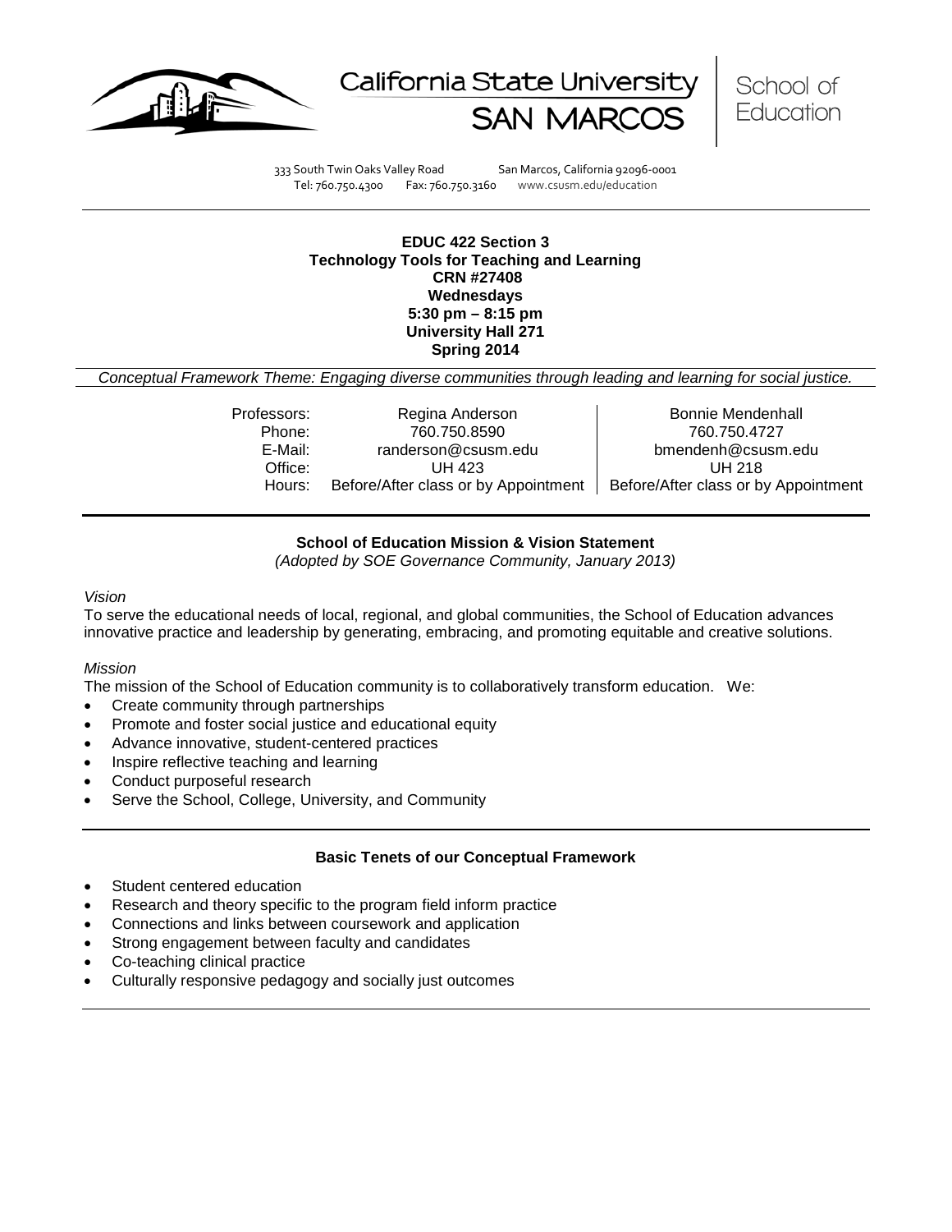California State University SAN MARCOS | School of Education

333 South Twin Oaks Valley Road San Marcos, California 92096-0001
Tel: 760.750.4300 Fax: 760.750.3160 www.csusm.edu/education

**EDUC 422 Section 3**
**Technology Tools for Teaching and Learning**
**CRN #27408**
**Wednesdays**
**5:30 pm – 8:15 pm**
**University Hall 271**
**Spring 2014**

*Conceptual Framework Theme: Engaging diverse communities through leading and learning for social justice.*

| | | |
|---|---|---|
| Professors: | Regina Anderson | Bonnie Mendenhall |
| Phone: | 760.750.8590 | 760.750.4727 |
| E-Mail: | randerson@csusm.edu | bmendenh@csusm.edu |
| Office: | UH 423 | UH 218 |
| Hours: | Before/After class or by Appointment | Before/After class or by Appointment |

**School of Education Mission & Vision Statement**
*(Adopted by SOE Governance Community, January 2013)*

*Vision*

To serve the educational needs of local, regional, and global communities, the School of Education advances innovative practice and leadership by generating, embracing, and promoting equitable and creative solutions.

*Mission*

The mission of the School of Education community is to collaboratively transform education. We:

- Create community through partnerships
- Promote and foster social justice and educational equity
- Advance innovative, student-centered practices
- Inspire reflective teaching and learning
- Conduct purposeful research
- Serve the School, College, University, and Community

**Basic Tenets of our Conceptual Framework**

- Student centered education
- Research and theory specific to the program field inform practice
- Connections and links between coursework and application
- Strong engagement between faculty and candidates
- Co-teaching clinical practice
- Culturally responsive pedagogy and socially just outcomes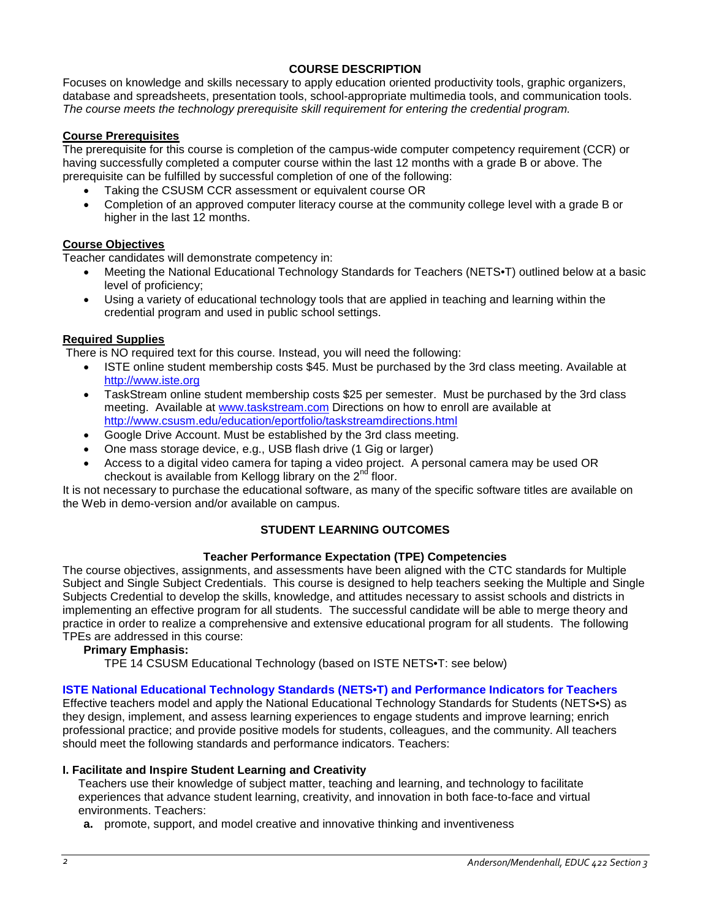## COURSE DESCRIPTION

Focuses on knowledge and skills necessary to apply education oriented productivity tools, graphic organizers, database and spreadsheets, presentation tools, school-appropriate multimedia tools, and communication tools. *The course meets the technology prerequisite skill requirement for entering the credential program.*

### Course Prerequisites

The prerequisite for this course is completion of the campus-wide computer competency requirement (CCR) or having successfully completed a computer course within the last 12 months with a grade B or above. The prerequisite can be fulfilled by successful completion of one of the following:

- Taking the CSUSM CCR assessment or equivalent course OR
- Completion of an approved computer literacy course at the community college level with a grade B or higher in the last 12 months.

### Course Objectives

Teacher candidates will demonstrate competency in:

- Meeting the National Educational Technology Standards for Teachers (NETS•T) outlined below at a basic level of proficiency;
- Using a variety of educational technology tools that are applied in teaching and learning within the credential program and used in public school settings.

### Required Supplies

There is NO required text for this course. Instead, you will need the following:

- ISTE online student membership costs $45. Must be purchased by the 3rd class meeting. Available at http://www.iste.org
- TaskStream online student membership costs $25 per semester. Must be purchased by the 3rd class meeting. Available at www.taskstream.com Directions on how to enroll are available at http://www.csusm.edu/education/eportfolio/taskstreamdirections.html
- Google Drive Account. Must be established by the 3rd class meeting.
- One mass storage device, e.g., USB flash drive (1 Gig or larger)
- Access to a digital video camera for taping a video project. A personal camera may be used OR checkout is available from Kellogg library on the 2nd floor.

It is not necessary to purchase the educational software, as many of the specific software titles are available on the Web in demo-version and/or available on campus.

## STUDENT LEARNING OUTCOMES

### Teacher Performance Expectation (TPE) Competencies

The course objectives, assignments, and assessments have been aligned with the CTC standards for Multiple Subject and Single Subject Credentials. This course is designed to help teachers seeking the Multiple and Single Subjects Credential to develop the skills, knowledge, and attitudes necessary to assist schools and districts in implementing an effective program for all students. The successful candidate will be able to merge theory and practice in order to realize a comprehensive and extensive educational program for all students. The following TPEs are addressed in this course:

**Primary Emphasis:**

TPE 14 CSUSM Educational Technology (based on ISTE NETS•T: see below)

### ISTE National Educational Technology Standards (NETS•T) and Performance Indicators for Teachers

Effective teachers model and apply the National Educational Technology Standards for Students (NETS•S) as they design, implement, and assess learning experiences to engage students and improve learning; enrich professional practice; and provide positive models for students, colleagues, and the community. All teachers should meet the following standards and performance indicators. Teachers:

#### I. Facilitate and Inspire Student Learning and Creativity

Teachers use their knowledge of subject matter, teaching and learning, and technology to facilitate experiences that advance student learning, creativity, and innovation in both face-to-face and virtual environments. Teachers:

**a.** promote, support, and model creative and innovative thinking and inventiveness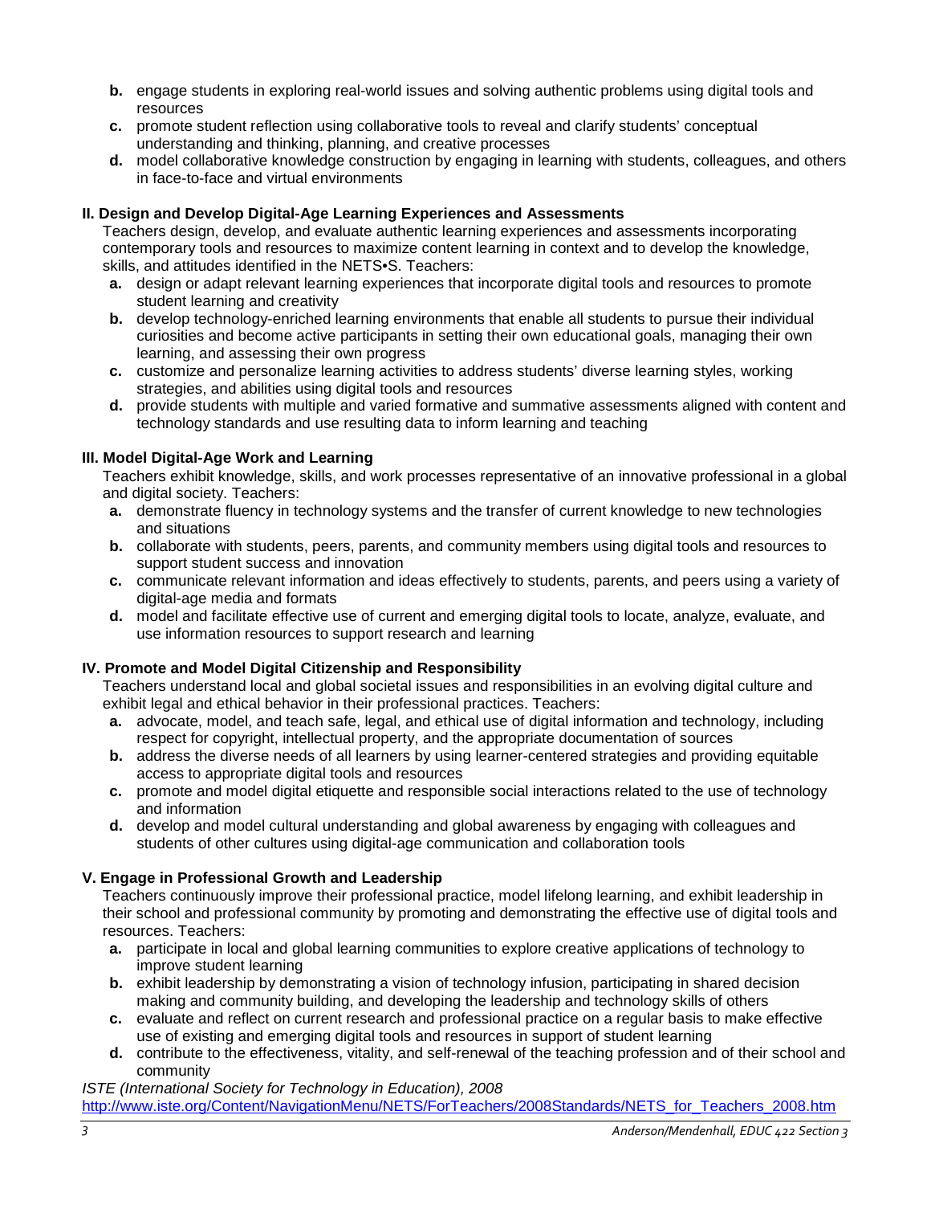**b.** engage students in exploring real-world issues and solving authentic problems using digital tools and resources

**c.** promote student reflection using collaborative tools to reveal and clarify students' conceptual understanding and thinking, planning, and creative processes

**d.** model collaborative knowledge construction by engaging in learning with students, colleagues, and others in face-to-face and virtual environments

**II. Design and Develop Digital-Age Learning Experiences and Assessments**

Teachers design, develop, and evaluate authentic learning experiences and assessments incorporating contemporary tools and resources to maximize content learning in context and to develop the knowledge, skills, and attitudes identified in the NETS•S. Teachers:

**a.** design or adapt relevant learning experiences that incorporate digital tools and resources to promote student learning and creativity

**b.** develop technology-enriched learning environments that enable all students to pursue their individual curiosities and become active participants in setting their own educational goals, managing their own learning, and assessing their own progress

**c.** customize and personalize learning activities to address students' diverse learning styles, working strategies, and abilities using digital tools and resources

**d.** provide students with multiple and varied formative and summative assessments aligned with content and technology standards and use resulting data to inform learning and teaching

**III. Model Digital-Age Work and Learning**

Teachers exhibit knowledge, skills, and work processes representative of an innovative professional in a global and digital society. Teachers:

**a.** demonstrate fluency in technology systems and the transfer of current knowledge to new technologies and situations

**b.** collaborate with students, peers, parents, and community members using digital tools and resources to support student success and innovation

**c.** communicate relevant information and ideas effectively to students, parents, and peers using a variety of digital-age media and formats

**d.** model and facilitate effective use of current and emerging digital tools to locate, analyze, evaluate, and use information resources to support research and learning

**IV. Promote and Model Digital Citizenship and Responsibility**

Teachers understand local and global societal issues and responsibilities in an evolving digital culture and exhibit legal and ethical behavior in their professional practices. Teachers:

**a.** advocate, model, and teach safe, legal, and ethical use of digital information and technology, including respect for copyright, intellectual property, and the appropriate documentation of sources

**b.** address the diverse needs of all learners by using learner-centered strategies and providing equitable access to appropriate digital tools and resources

**c.** promote and model digital etiquette and responsible social interactions related to the use of technology and information

**d.** develop and model cultural understanding and global awareness by engaging with colleagues and students of other cultures using digital-age communication and collaboration tools

**V. Engage in Professional Growth and Leadership**

Teachers continuously improve their professional practice, model lifelong learning, and exhibit leadership in their school and professional community by promoting and demonstrating the effective use of digital tools and resources. Teachers:

**a.** participate in local and global learning communities to explore creative applications of technology to improve student learning

**b.** exhibit leadership by demonstrating a vision of technology infusion, participating in shared decision making and community building, and developing the leadership and technology skills of others

**c.** evaluate and reflect on current research and professional practice on a regular basis to make effective use of existing and emerging digital tools and resources in support of student learning

**d.** contribute to the effectiveness, vitality, and self-renewal of the teaching profession and of their school and community

*ISTE (International Society for Technology in Education), 2008*
http://www.iste.org/Content/NavigationMenu/NETS/ForTeachers/2008Standards/NETS_for_Teachers_2008.htm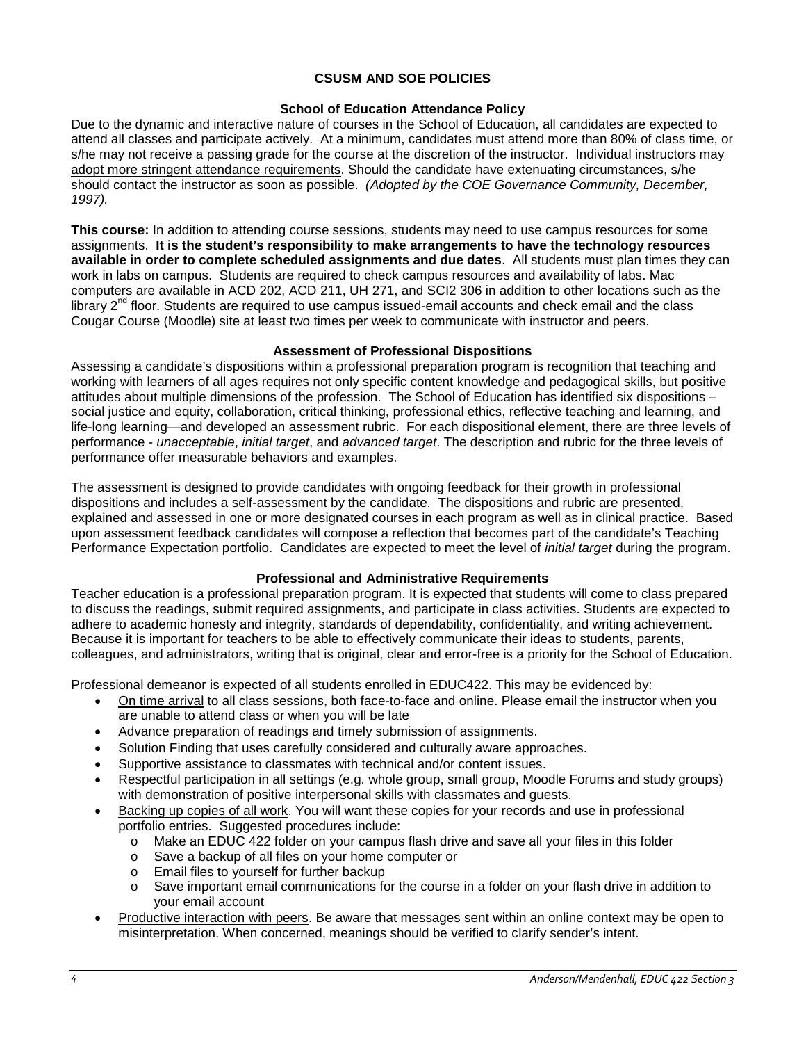# CSUSM AND SOE POLICIES

## School of Education Attendance Policy

Due to the dynamic and interactive nature of courses in the School of Education, all candidates are expected to attend all classes and participate actively. At a minimum, candidates must attend more than 80% of class time, or s/he may not receive a passing grade for the course at the discretion of the instructor. Individual instructors may adopt more stringent attendance requirements. Should the candidate have extenuating circumstances, s/he should contact the instructor as soon as possible. *(Adopted by the COE Governance Community, December, 1997).*

**This course:** In addition to attending course sessions, students may need to use campus resources for some assignments. **It is the student's responsibility to make arrangements to have the technology resources available in order to complete scheduled assignments and due dates**. All students must plan times they can work in labs on campus. Students are required to check campus resources and availability of labs. Mac computers are available in ACD 202, ACD 211, UH 271, and SCI2 306 in addition to other locations such as the library 2nd floor. Students are required to use campus issued-email accounts and check email and the class Cougar Course (Moodle) site at least two times per week to communicate with instructor and peers.

## Assessment of Professional Dispositions

Assessing a candidate's dispositions within a professional preparation program is recognition that teaching and working with learners of all ages requires not only specific content knowledge and pedagogical skills, but positive attitudes about multiple dimensions of the profession. The School of Education has identified six dispositions – social justice and equity, collaboration, critical thinking, professional ethics, reflective teaching and learning, and life-long learning—and developed an assessment rubric. For each dispositional element, there are three levels of performance - *unacceptable*, *initial target*, and *advanced target*. The description and rubric for the three levels of performance offer measurable behaviors and examples.

The assessment is designed to provide candidates with ongoing feedback for their growth in professional dispositions and includes a self-assessment by the candidate. The dispositions and rubric are presented, explained and assessed in one or more designated courses in each program as well as in clinical practice. Based upon assessment feedback candidates will compose a reflection that becomes part of the candidate's Teaching Performance Expectation portfolio. Candidates are expected to meet the level of *initial target* during the program.

## Professional and Administrative Requirements

Teacher education is a professional preparation program. It is expected that students will come to class prepared to discuss the readings, submit required assignments, and participate in class activities. Students are expected to adhere to academic honesty and integrity, standards of dependability, confidentiality, and writing achievement. Because it is important for teachers to be able to effectively communicate their ideas to students, parents, colleagues, and administrators, writing that is original, clear and error-free is a priority for the School of Education.

Professional demeanor is expected of all students enrolled in EDUC422. This may be evidenced by:

- On time arrival to all class sessions, both face-to-face and online. Please email the instructor when you are unable to attend class or when you will be late
- Advance preparation of readings and timely submission of assignments.
- Solution Finding that uses carefully considered and culturally aware approaches.
- Supportive assistance to classmates with technical and/or content issues.
- Respectful participation in all settings (e.g. whole group, small group, Moodle Forums and study groups) with demonstration of positive interpersonal skills with classmates and guests.
- Backing up copies of all work. You will want these copies for your records and use in professional portfolio entries. Suggested procedures include:
  - Make an EDUC 422 folder on your campus flash drive and save all your files in this folder
  - Save a backup of all files on your home computer or
  - Email files to yourself for further backup
  - Save important email communications for the course in a folder on your flash drive in addition to your email account
- Productive interaction with peers. Be aware that messages sent within an online context may be open to misinterpretation. When concerned, meanings should be verified to clarify sender's intent.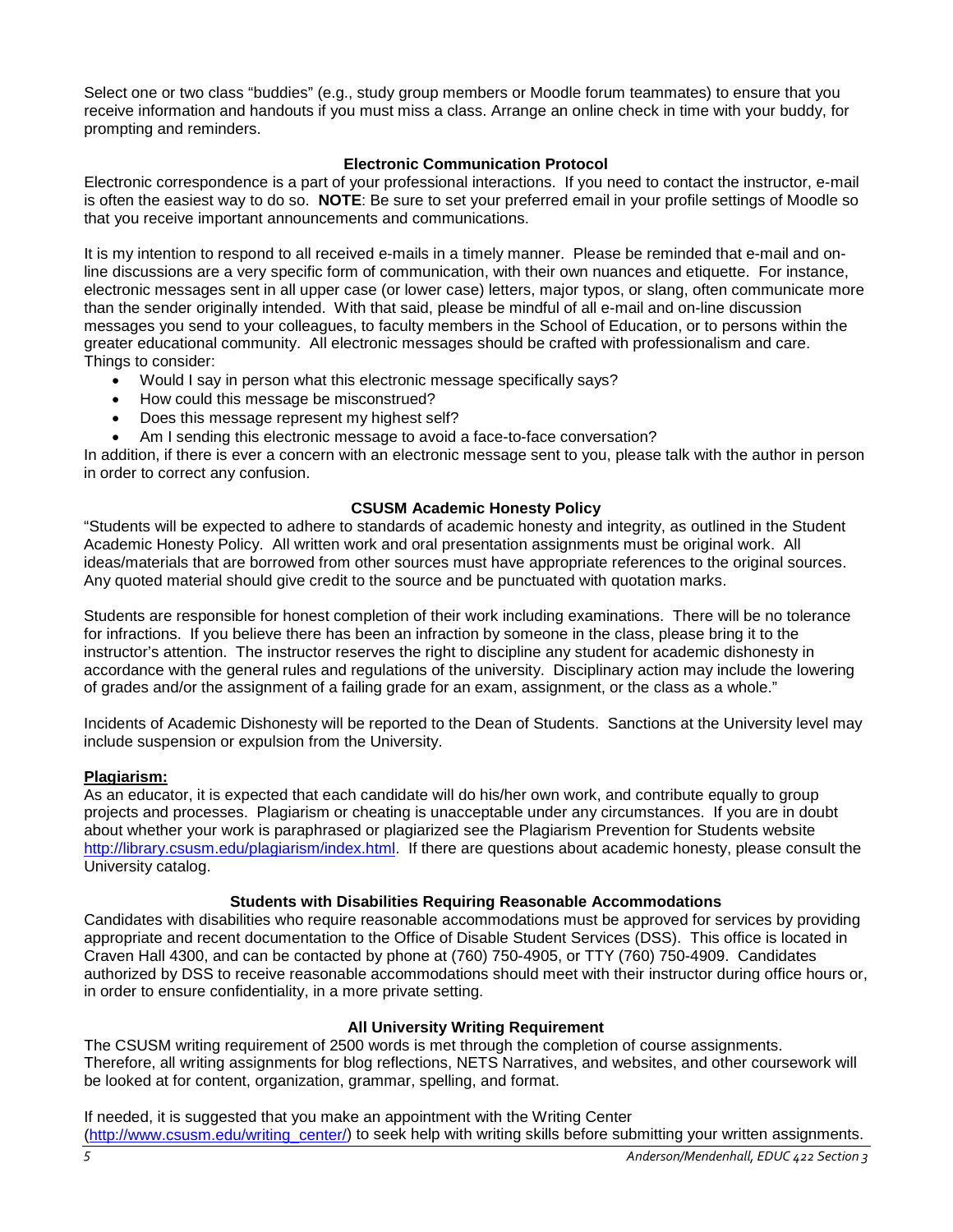Select one or two class "buddies" (e.g., study group members or Moodle forum teammates) to ensure that you receive information and handouts if you must miss a class. Arrange an online check in time with your buddy, for prompting and reminders.

### Electronic Communication Protocol

Electronic correspondence is a part of your professional interactions. If you need to contact the instructor, e-mail is often the easiest way to do so. **NOTE**: Be sure to set your preferred email in your profile settings of Moodle so that you receive important announcements and communications.

It is my intention to respond to all received e-mails in a timely manner. Please be reminded that e-mail and on-line discussions are a very specific form of communication, with their own nuances and etiquette. For instance, electronic messages sent in all upper case (or lower case) letters, major typos, or slang, often communicate more than the sender originally intended. With that said, please be mindful of all e-mail and on-line discussion messages you send to your colleagues, to faculty members in the School of Education, or to persons within the greater educational community. All electronic messages should be crafted with professionalism and care. Things to consider:

- Would I say in person what this electronic message specifically says?
- How could this message be misconstrued?
- Does this message represent my highest self?
- Am I sending this electronic message to avoid a face-to-face conversation?

In addition, if there is ever a concern with an electronic message sent to you, please talk with the author in person in order to correct any confusion.

### CSUSM Academic Honesty Policy

"Students will be expected to adhere to standards of academic honesty and integrity, as outlined in the Student Academic Honesty Policy. All written work and oral presentation assignments must be original work. All ideas/materials that are borrowed from other sources must have appropriate references to the original sources. Any quoted material should give credit to the source and be punctuated with quotation marks.

Students are responsible for honest completion of their work including examinations. There will be no tolerance for infractions. If you believe there has been an infraction by someone in the class, please bring it to the instructor's attention. The instructor reserves the right to discipline any student for academic dishonesty in accordance with the general rules and regulations of the university. Disciplinary action may include the lowering of grades and/or the assignment of a failing grade for an exam, assignment, or the class as a whole."

Incidents of Academic Dishonesty will be reported to the Dean of Students. Sanctions at the University level may include suspension or expulsion from the University.

**Plagiarism:**

As an educator, it is expected that each candidate will do his/her own work, and contribute equally to group projects and processes. Plagiarism or cheating is unacceptable under any circumstances. If you are in doubt about whether your work is paraphrased or plagiarized see the Plagiarism Prevention for Students website http://library.csusm.edu/plagiarism/index.html. If there are questions about academic honesty, please consult the University catalog.

### Students with Disabilities Requiring Reasonable Accommodations

Candidates with disabilities who require reasonable accommodations must be approved for services by providing appropriate and recent documentation to the Office of Disable Student Services (DSS). This office is located in Craven Hall 4300, and can be contacted by phone at (760) 750-4905, or TTY (760) 750-4909. Candidates authorized by DSS to receive reasonable accommodations should meet with their instructor during office hours or, in order to ensure confidentiality, in a more private setting.

### All University Writing Requirement

The CSUSM writing requirement of 2500 words is met through the completion of course assignments. Therefore, all writing assignments for blog reflections, NETS Narratives, and websites, and other coursework will be looked at for content, organization, grammar, spelling, and format.

If needed, it is suggested that you make an appointment with the Writing Center (http://www.csusm.edu/writing_center/) to seek help with writing skills before submitting your written assignments.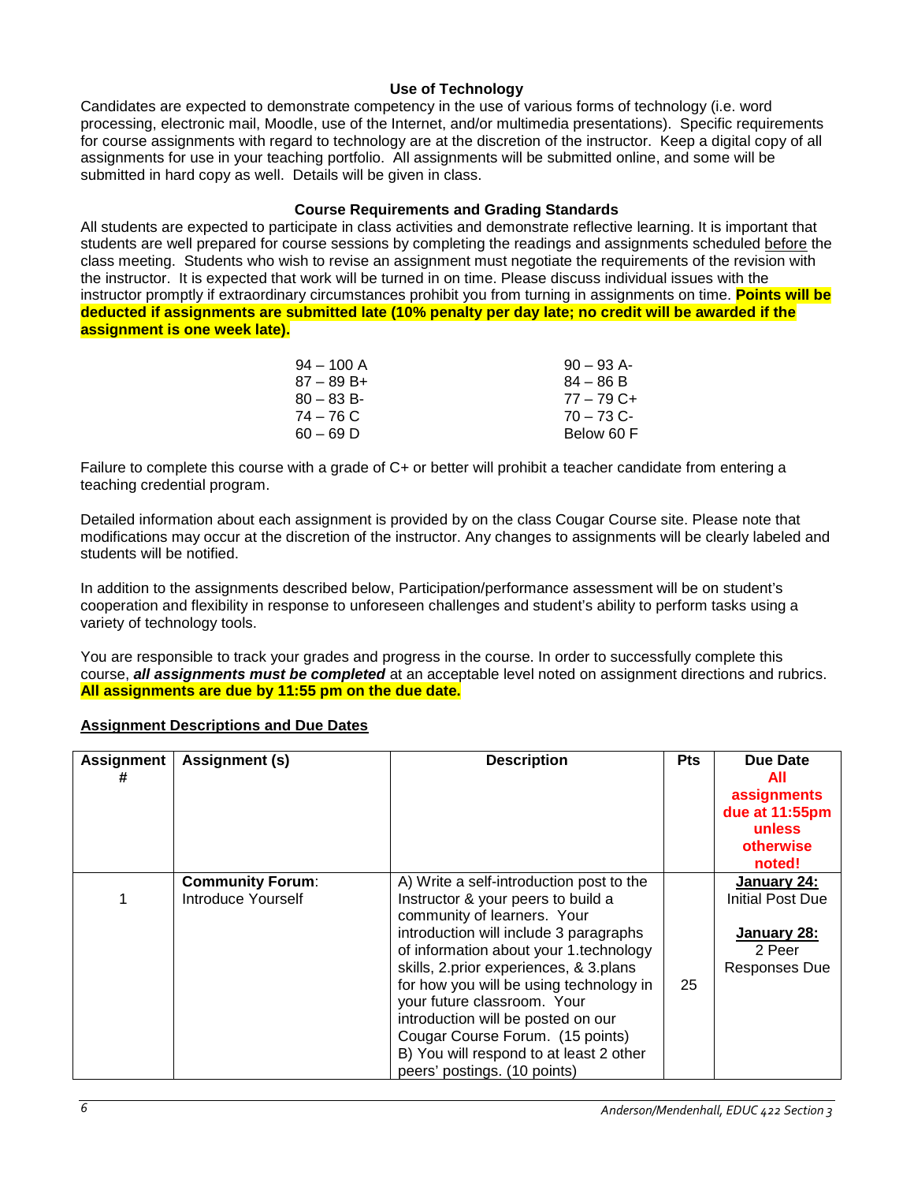### Use of Technology

Candidates are expected to demonstrate competency in the use of various forms of technology (i.e. word processing, electronic mail, Moodle, use of the Internet, and/or multimedia presentations). Specific requirements for course assignments with regard to technology are at the discretion of the instructor. Keep a digital copy of all assignments for use in your teaching portfolio. All assignments will be submitted online, and some will be submitted in hard copy as well. Details will be given in class.

### Course Requirements and Grading Standards

All students are expected to participate in class activities and demonstrate reflective learning. It is important that students are well prepared for course sessions by completing the readings and assignments scheduled before the class meeting. Students who wish to revise an assignment must negotiate the requirements of the revision with the instructor. It is expected that work will be turned in on time. Please discuss individual issues with the instructor promptly if extraordinary circumstances prohibit you from turning in assignments on time. **Points will be deducted if assignments are submitted late (10% penalty per day late; no credit will be awarded if the assignment is one week late).**

| | |
|---|---|
| 94 – 100 A | 90 – 93 A- |
| 87 – 89 B+ | 84 – 86 B |
| 80 – 83 B- | 77 – 79 C+ |
| 74 – 76 C | 70 – 73 C- |
| 60 – 69 D | Below 60 F |

Failure to complete this course with a grade of C+ or better will prohibit a teacher candidate from entering a teaching credential program.

Detailed information about each assignment is provided by on the class Cougar Course site. Please note that modifications may occur at the discretion of the instructor. Any changes to assignments will be clearly labeled and students will be notified.

In addition to the assignments described below, Participation/performance assessment will be on student's cooperation and flexibility in response to unforeseen challenges and student's ability to perform tasks using a variety of technology tools.

You are responsible to track your grades and progress in the course. In order to successfully complete this course, ***all assignments must be completed*** at an acceptable level noted on assignment directions and rubrics. **All assignments are due by 11:55 pm on the due date.**

**Assignment Descriptions and Due Dates**

| Assignment # | Assignment (s) | Description | Pts | Due Date **All assignments due at 11:55pm unless otherwise noted!** |
|---|---|---|---|---|
| 1 | **Community Forum**: Introduce Yourself | A) Write a self-introduction post to the Instructor & your peers to build a community of learners. Your introduction will include 3 paragraphs of information about your 1.technology skills, 2.prior experiences, & 3.plans for how you will be using technology in your future classroom. Your introduction will be posted on our Cougar Course Forum. (15 points) B) You will respond to at least 2 other peers' postings. (10 points) | 25 | **January 24:** Initial Post Due **January 28:** 2 Peer Responses Due |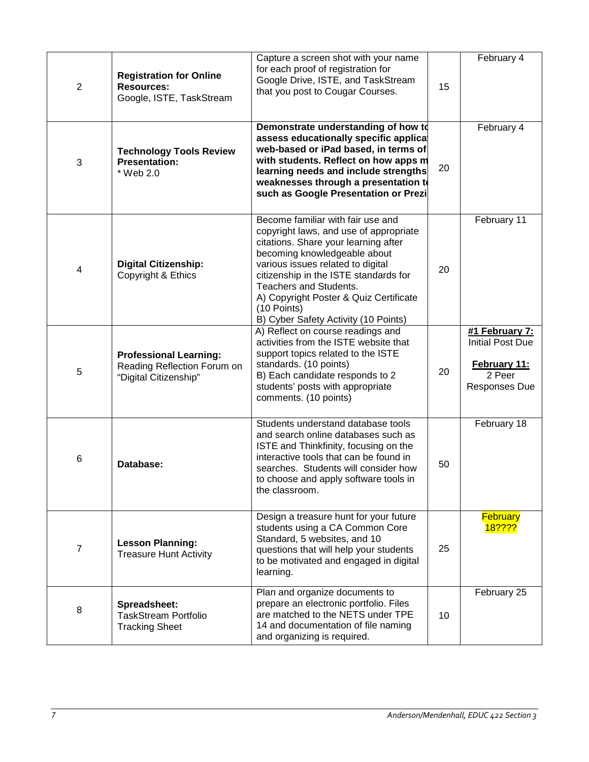| 2 | **Registration for Online Resources:** Google, ISTE, TaskStream | Capture a screen shot with your name for each proof of registration for Google Drive, ISTE, and TaskStream that you post to Cougar Courses. | 15 | February 4 |
|---|---|---|---|---|
| 3 | **Technology Tools Review Presentation:** * Web 2.0 | **Demonstrate understanding of how to assess educationally specific applicat web-based or iPad based, in terms of with students. Reflect on how apps m learning needs and include strengths weaknesses through a presentation to such as Google Presentation or Prezi** | 20 | February 4 |
| 4 | **Digital Citizenship:** Copyright & Ethics | Become familiar with fair use and copyright laws, and use of appropriate citations. Share your learning after becoming knowledgeable about various issues related to digital citizenship in the ISTE standards for Teachers and Students. A) Copyright Poster & Quiz Certificate (10 Points) B) Cyber Safety Activity (10 Points) | 20 | February 11 |
| 5 | **Professional Learning:** Reading Reflection Forum on "Digital Citizenship" | A) Reflect on course readings and activities from the ISTE website that support topics related to the ISTE standards. (10 points) B) Each candidate responds to 2 students' posts with appropriate comments. (10 points) | 20 | **#1 February 7:** Initial Post Due **February 11:** 2 Peer Responses Due |
| 6 | **Database:** | Students understand database tools and search online databases such as ISTE and Thinkfinity, focusing on the interactive tools that can be found in searches. Students will consider how to choose and apply software tools in the classroom. | 50 | February 18 |
| 7 | **Lesson Planning:** Treasure Hunt Activity | Design a treasure hunt for your future students using a CA Common Core Standard, 5 websites, and 10 questions that will help your students to be motivated and engaged in digital learning. | 25 | February 18???? |
| 8 | **Spreadsheet:** TaskStream Portfolio Tracking Sheet | Plan and organize documents to prepare an electronic portfolio. Files are matched to the NETS under TPE 14 and documentation of file naming and organizing is required. | 10 | February 25 |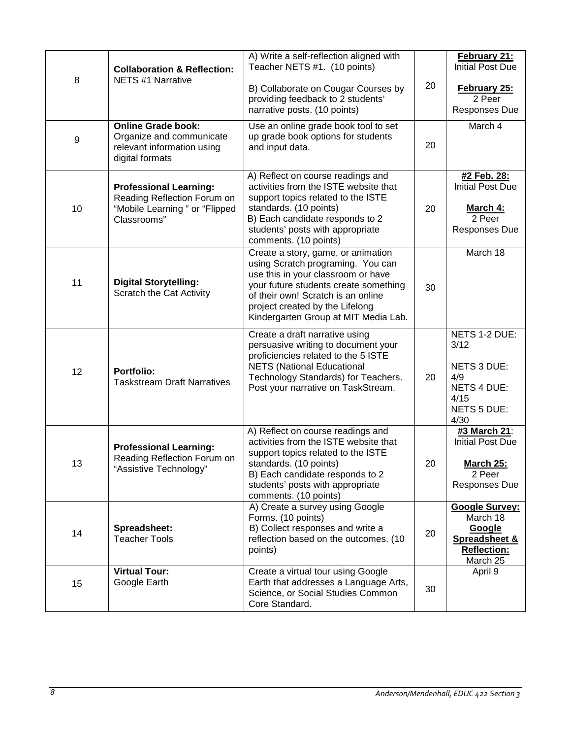| 8 | **Collaboration & Reflection:** NETS #1 Narrative | A) Write a self-reflection aligned with Teacher NETS #1. (10 points)<br><br>B) Collaborate on Cougar Courses by providing feedback to 2 students' narrative posts. (10 points) | 20 | **February 21:** Initial Post Due<br><br>**February 25:** 2 Peer Responses Due |
|---|---|---|---|---|
| 9 | **Online Grade book:** Organize and communicate relevant information using digital formats | Use an online grade book tool to set up grade book options for students and input data. | 20 | March 4 |
| 10 | **Professional Learning:** Reading Reflection Forum on "Mobile Learning " or "Flipped Classrooms" | A) Reflect on course readings and activities from the ISTE website that support topics related to the ISTE standards. (10 points)<br>B) Each candidate responds to 2 students' posts with appropriate comments. (10 points) | 20 | **#2 Feb. 28:** Initial Post Due<br><br>**March 4:** 2 Peer Responses Due |
| 11 | **Digital Storytelling:** Scratch the Cat Activity | Create a story, game, or animation using Scratch programing. You can use this in your classroom or have your future students create something of their own! Scratch is an online project created by the Lifelong Kindergarten Group at MIT Media Lab. | 30 | March 18 |
| 12 | **Portfolio:** Taskstream Draft Narratives | Create a draft narrative using persuasive writing to document your proficiencies related to the 5 ISTE NETS (National Educational Technology Standards) for Teachers. Post your narrative on TaskStream. | 20 | NETS 1-2 DUE: 3/12<br><br>NETS 3 DUE: 4/9<br>NETS 4 DUE: 4/15<br>NETS 5 DUE: 4/30 |
| 13 | **Professional Learning:** Reading Reflection Forum on "Assistive Technology" | A) Reflect on course readings and activities from the ISTE website that support topics related to the ISTE standards. (10 points)<br>B) Each candidate responds to 2 students' posts with appropriate comments. (10 points) | 20 | **#3 March 21**: Initial Post Due<br><br>**March 25:** 2 Peer Responses Due |
| 14 | **Spreadsheet:** Teacher Tools | A) Create a survey using Google Forms. (10 points)<br>B) Collect responses and write a reflection based on the outcomes. (10 points) | 20 | **Google Survey:** March 18<br>**Google Spreadsheet & Reflection:** March 25 |
| 15 | **Virtual Tour:** Google Earth | Create a virtual tour using Google Earth that addresses a Language Arts, Science, or Social Studies Common Core Standard. | 30 | April 9 |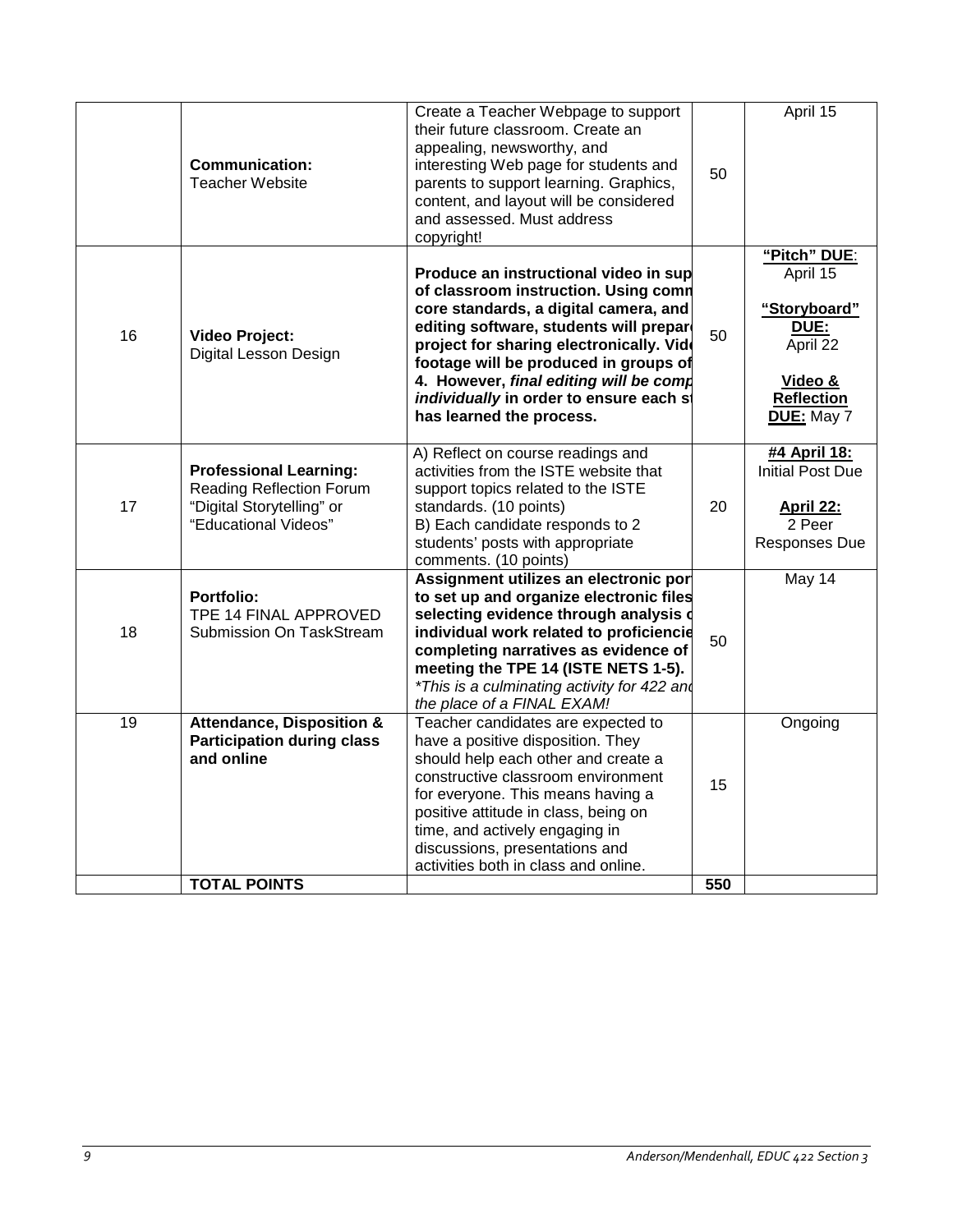| | | | | |
|---|---|---|---|---|
| | **Communication:** Teacher Website | Create a Teacher Webpage to support their future classroom. Create an appealing, newsworthy, and interesting Web page for students and parents to support learning. Graphics, content, and layout will be considered and assessed. Must address copyright! | 50 | April 15 |
| 16 | **Video Project:** Digital Lesson Design | **Produce an instructional video in sup of classroom instruction. Using comn core standards, a digital camera, and editing software, students will prepar project for sharing electronically. Vid footage will be produced in groups of 4. However, *final editing will be comp individually* in order to ensure each st has learned the process.** | 50 | **"Pitch" DUE**: April 15<br><br>**"Storyboard" DUE:** April 22<br><br>**Video & Reflection DUE:** May 7 |
| 17 | **Professional Learning:** Reading Reflection Forum "Digital Storytelling" or "Educational Videos" | A) Reflect on course readings and activities from the ISTE website that support topics related to the ISTE standards. (10 points)<br>B) Each candidate responds to 2 students' posts with appropriate comments. (10 points) | 20 | **#4 April 18:** Initial Post Due<br><br>**April 22:** 2 Peer Responses Due |
| 18 | **Portfolio:** TPE 14 FINAL APPROVED Submission On TaskStream | **Assignment utilizes an electronic por to set up and organize electronic files selecting evidence through analysis o individual work related to proficiencie completing narratives as evidence of meeting the TPE 14 (ISTE NETS 1-5).** *\*This is a culminating activity for 422 and the place of a FINAL EXAM!* | 50 | May 14 |
| 19 | **Attendance, Disposition & Participation during class and online** | Teacher candidates are expected to have a positive disposition. They should help each other and create a constructive classroom environment for everyone. This means having a positive attitude in class, being on time, and actively engaging in discussions, presentations and activities both in class and online. | 15 | Ongoing |
| | **TOTAL POINTS** | | **550** | |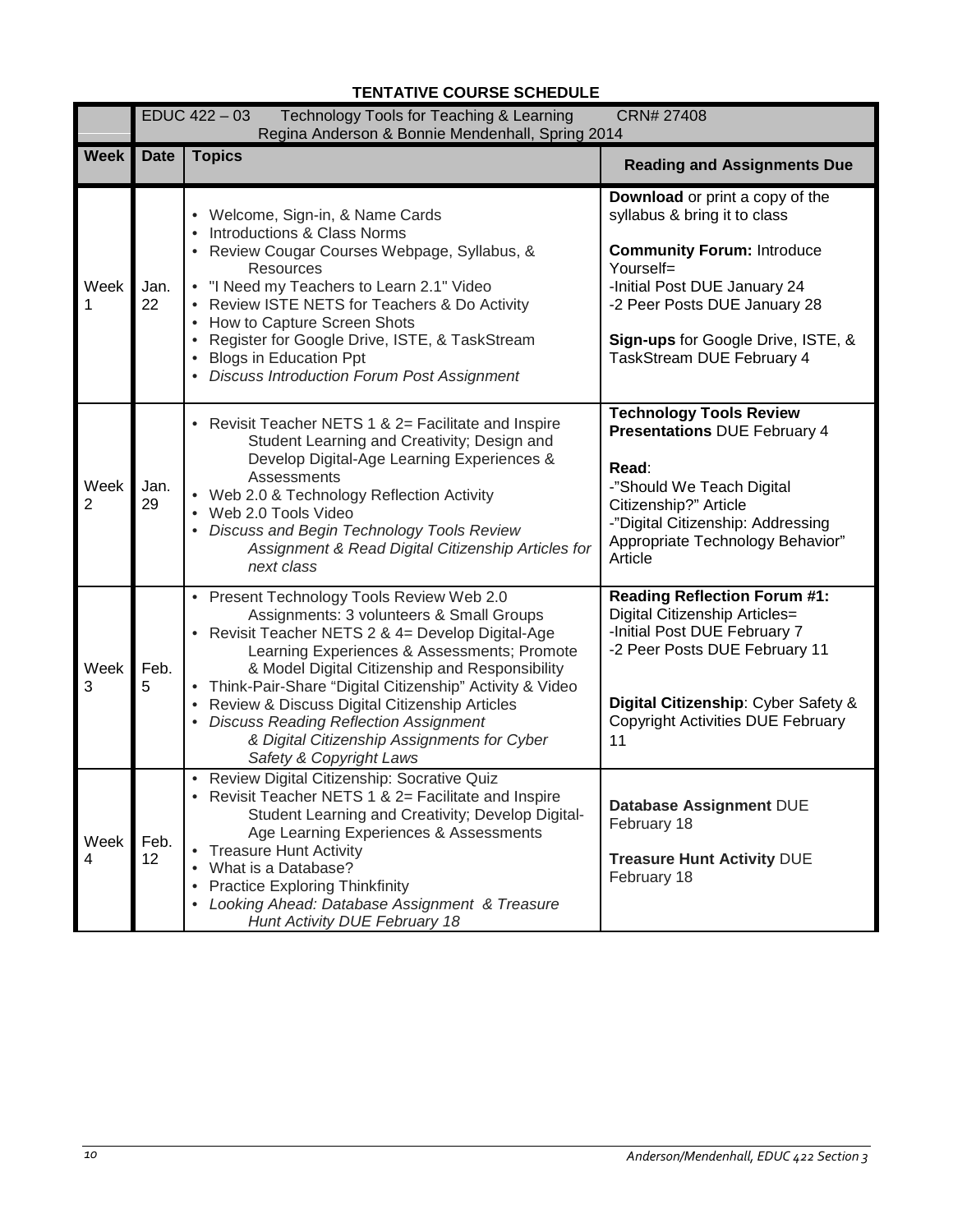**TENTATIVE COURSE SCHEDULE**

| | EDUC 422 – 03 Technology Tools for Teaching & Learning CRN# 27408<br>Regina Anderson & Bonnie Mendenhall, Spring 2014 | | |
|---|---|---|---|
| **Week** | **Date** | **Topics** | **Reading and Assignments Due** |
| Week 1 | Jan. 22 | • Welcome, Sign-in, & Name Cards<br>• Introductions & Class Norms<br>• Review Cougar Courses Webpage, Syllabus, & Resources<br>• "I Need my Teachers to Learn 2.1" Video<br>• Review ISTE NETS for Teachers & Do Activity<br>• How to Capture Screen Shots<br>• Register for Google Drive, ISTE, & TaskStream<br>• Blogs in Education Ppt<br>• *Discuss Introduction Forum Post Assignment* | **Download** or print a copy of the syllabus & bring it to class<br><br>**Community Forum:** Introduce Yourself=<br>-Initial Post DUE January 24<br>-2 Peer Posts DUE January 28<br><br>**Sign-ups** for Google Drive, ISTE, & TaskStream DUE February 4 |
| Week 2 | Jan. 29 | • Revisit Teacher NETS 1 & 2= Facilitate and Inspire Student Learning and Creativity; Design and Develop Digital-Age Learning Experiences & Assessments<br>• Web 2.0 & Technology Reflection Activity<br>• Web 2.0 Tools Video<br>• *Discuss and Begin Technology Tools Review Assignment & Read Digital Citizenship Articles for next class* | **Technology Tools Review Presentations** DUE February 4<br><br>**Read**:<br>-"Should We Teach Digital Citizenship?" Article<br>-"Digital Citizenship: Addressing Appropriate Technology Behavior" Article |
| Week 3 | Feb. 5 | • Present Technology Tools Review Web 2.0 Assignments: 3 volunteers & Small Groups<br>• Revisit Teacher NETS 2 & 4= Develop Digital-Age Learning Experiences & Assessments; Promote & Model Digital Citizenship and Responsibility<br>• Think-Pair-Share "Digital Citizenship" Activity & Video<br>• Review & Discuss Digital Citizenship Articles<br>• *Discuss Reading Reflection Assignment & Digital Citizenship Assignments for Cyber Safety & Copyright Laws* | **Reading Reflection Forum #1:** Digital Citizenship Articles=<br>-Initial Post DUE February 7<br>-2 Peer Posts DUE February 11<br><br>**Digital Citizenship**: Cyber Safety & Copyright Activities DUE February 11 |
| Week 4 | Feb. 12 | • Review Digital Citizenship: Socrative Quiz<br>• Revisit Teacher NETS 1 & 2= Facilitate and Inspire Student Learning and Creativity; Develop Digital-Age Learning Experiences & Assessments<br>• Treasure Hunt Activity<br>• What is a Database?<br>• Practice Exploring Thinkfinity<br>• *Looking Ahead: Database Assignment & Treasure Hunt Activity DUE February 18* | **Database Assignment** DUE February 18<br><br>**Treasure Hunt Activity** DUE February 18 |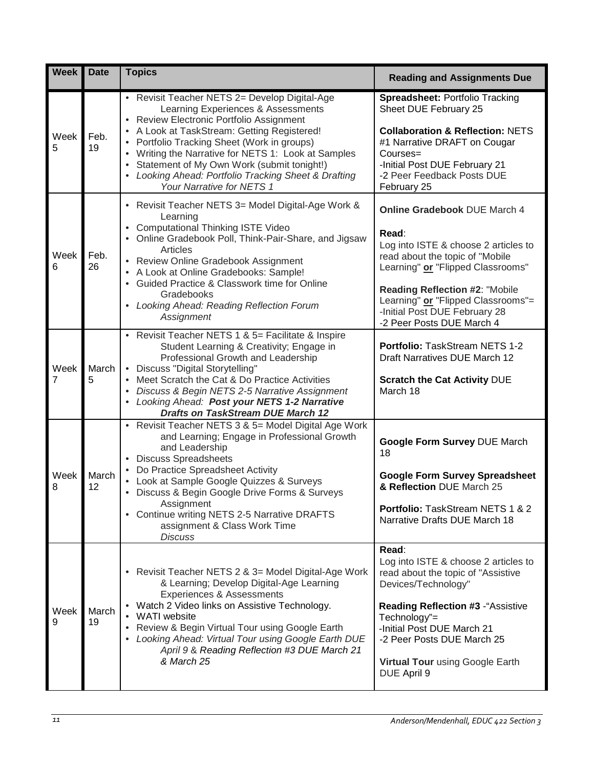| Week | Date | Topics | Reading and Assignments Due |
|---|---|---|---|
| Week 5 | Feb. 19 | • Revisit Teacher NETS 2= Develop Digital-Age Learning Experiences & Assessments<br>• Review Electronic Portfolio Assignment<br>• A Look at TaskStream: Getting Registered!<br>• Portfolio Tracking Sheet (Work in groups)<br>• Writing the Narrative for NETS 1: Look at Samples<br>• Statement of My Own Work (submit tonight!)<br>• *Looking Ahead: Portfolio Tracking Sheet & Drafting Your Narrative for NETS 1* | **Spreadsheet:** Portfolio Tracking Sheet DUE February 25<br><br>**Collaboration & Reflection:** NETS #1 Narrative DRAFT on Cougar Courses=<br>-Initial Post DUE February 21<br>-2 Peer Feedback Posts DUE February 25 |
| Week 6 | Feb. 26 | • Revisit Teacher NETS 3= Model Digital-Age Work & Learning<br>• Computational Thinking ISTE Video<br>• Online Gradebook Poll, Think-Pair-Share, and Jigsaw Articles<br>• Review Online Gradebook Assignment<br>• A Look at Online Gradebooks: Sample!<br>• Guided Practice & Classwork time for Online Gradebooks<br>• *Looking Ahead: Reading Reflection Forum Assignment* | **Online Gradebook** DUE March 4<br><br>**Read**:<br>Log into ISTE & choose 2 articles to read about the topic of "Mobile Learning" **or** "Flipped Classrooms"<br><br>**Reading Reflection #2**: "Mobile Learning" **or** "Flipped Classrooms"=<br>-Initial Post DUE February 28<br>-2 Peer Posts DUE March 4 |
| Week 7 | March 5 | • Revisit Teacher NETS 1 & 5= Facilitate & Inspire Student Learning & Creativity; Engage in Professional Growth and Leadership<br>• Discuss "Digital Storytelling"<br>• Meet Scratch the Cat & Do Practice Activities<br>• *Discuss & Begin NETS 2-5 Narrative Assignment*<br>• *Looking Ahead:* ***Post your NETS 1-2 Narrative Drafts on TaskStream DUE March 12*** | **Portfolio:** TaskStream NETS 1-2 Draft Narratives DUE March 12<br><br>**Scratch the Cat Activity** DUE March 18 |
| Week 8 | March 12 | • Revisit Teacher NETS 3 & 5= Model Digital Age Work and Learning; Engage in Professional Growth and Leadership<br>• Discuss Spreadsheets<br>• Do Practice Spreadsheet Activity<br>• Look at Sample Google Quizzes & Surveys<br>• Discuss & Begin Google Drive Forms & Surveys Assignment<br>• Continue writing NETS 2-5 Narrative DRAFTS assignment & Class Work Time *Discuss* | **Google Form Survey** DUE March 18<br><br>**Google Form Survey Spreadsheet & Reflection** DUE March 25<br><br>**Portfolio:** TaskStream NETS 1 & 2 Narrative Drafts DUE March 18 |
| Week 9 | March 19 | • Revisit Teacher NETS 2 & 3= Model Digital-Age Work & Learning; Develop Digital-Age Learning Experiences & Assessments<br>• Watch 2 Video links on Assistive Technology.<br>• WATI website<br>• Review & Begin Virtual Tour using Google Earth<br>• *Looking Ahead: Virtual Tour using Google Earth DUE April 9 & Reading Reflection #3 DUE March 21 & March 25* | **Read**:<br>Log into ISTE & choose 2 articles to read about the topic of "Assistive Devices/Technology"<br><br>**Reading Reflection #3** -"Assistive Technology"=<br>-Initial Post DUE March 21<br>-2 Peer Posts DUE March 25<br><br>**Virtual Tour** using Google Earth DUE April 9 |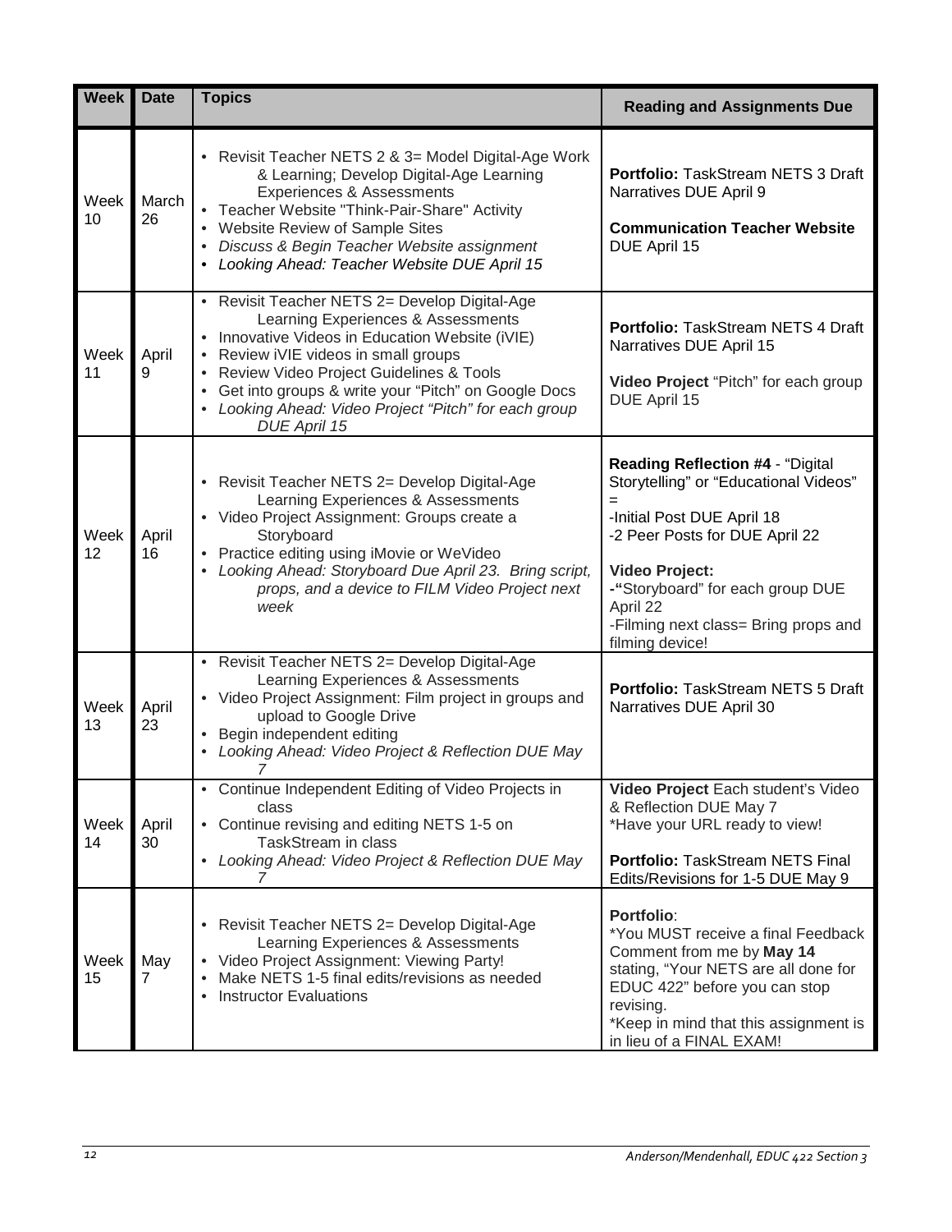| Week | Date | Topics | Reading and Assignments Due |
|---|---|---|---|
| Week 10 | March 26 | • Revisit Teacher NETS 2 & 3= Model Digital-Age Work & Learning; Develop Digital-Age Learning Experiences & Assessments<br>• Teacher Website "Think-Pair-Share" Activity<br>• Website Review of Sample Sites<br>• *Discuss & Begin Teacher Website assignment*<br>• *Looking Ahead: Teacher Website DUE April 15* | **Portfolio:** TaskStream NETS 3 Draft Narratives DUE April 9<br><br>**Communication Teacher Website** DUE April 15 |
| Week 11 | April 9 | • Revisit Teacher NETS 2= Develop Digital-Age Learning Experiences & Assessments<br>• Innovative Videos in Education Website (iVIE)<br>• Review iVIE videos in small groups<br>• Review Video Project Guidelines & Tools<br>• Get into groups & write your "Pitch" on Google Docs<br>• *Looking Ahead: Video Project "Pitch" for each group DUE April 15* | **Portfolio:** TaskStream NETS 4 Draft Narratives DUE April 15<br><br>**Video Project** "Pitch" for each group DUE April 15 |
| Week 12 | April 16 | • Revisit Teacher NETS 2= Develop Digital-Age Learning Experiences & Assessments<br>• Video Project Assignment: Groups create a Storyboard<br>• Practice editing using iMovie or WeVideo<br>• *Looking Ahead: Storyboard Due April 23. Bring script, props, and a device to FILM Video Project next week* | **Reading Reflection #4** - "Digital Storytelling" or "Educational Videos" =<br>-Initial Post DUE April 18<br>-2 Peer Posts for DUE April 22<br><br>**Video Project:**<br>**-"**Storyboard" for each group DUE April 22<br>-Filming next class= Bring props and filming device! |
| Week 13 | April 23 | • Revisit Teacher NETS 2= Develop Digital-Age Learning Experiences & Assessments<br>• Video Project Assignment: Film project in groups and upload to Google Drive<br>• Begin independent editing<br>• *Looking Ahead: Video Project & Reflection DUE May 7* | **Portfolio:** TaskStream NETS 5 Draft Narratives DUE April 30 |
| Week 14 | April 30 | • Continue Independent Editing of Video Projects in class<br>• Continue revising and editing NETS 1-5 on TaskStream in class<br>• *Looking Ahead: Video Project & Reflection DUE May 7* | **Video Project** Each student's Video & Reflection DUE May 7<br>*Have your URL ready to view!<br><br>**Portfolio:** TaskStream NETS Final Edits/Revisions for 1-5 DUE May 9 |
| Week 15 | May 7 | • Revisit Teacher NETS 2= Develop Digital-Age Learning Experiences & Assessments<br>• Video Project Assignment: Viewing Party!<br>• Make NETS 1-5 final edits/revisions as needed<br>• Instructor Evaluations | **Portfolio**:<br>*You MUST receive a final Feedback Comment from me by **May 14** stating, "Your NETS are all done for EDUC 422" before you can stop revising.<br>*Keep in mind that this assignment is in lieu of a FINAL EXAM! |